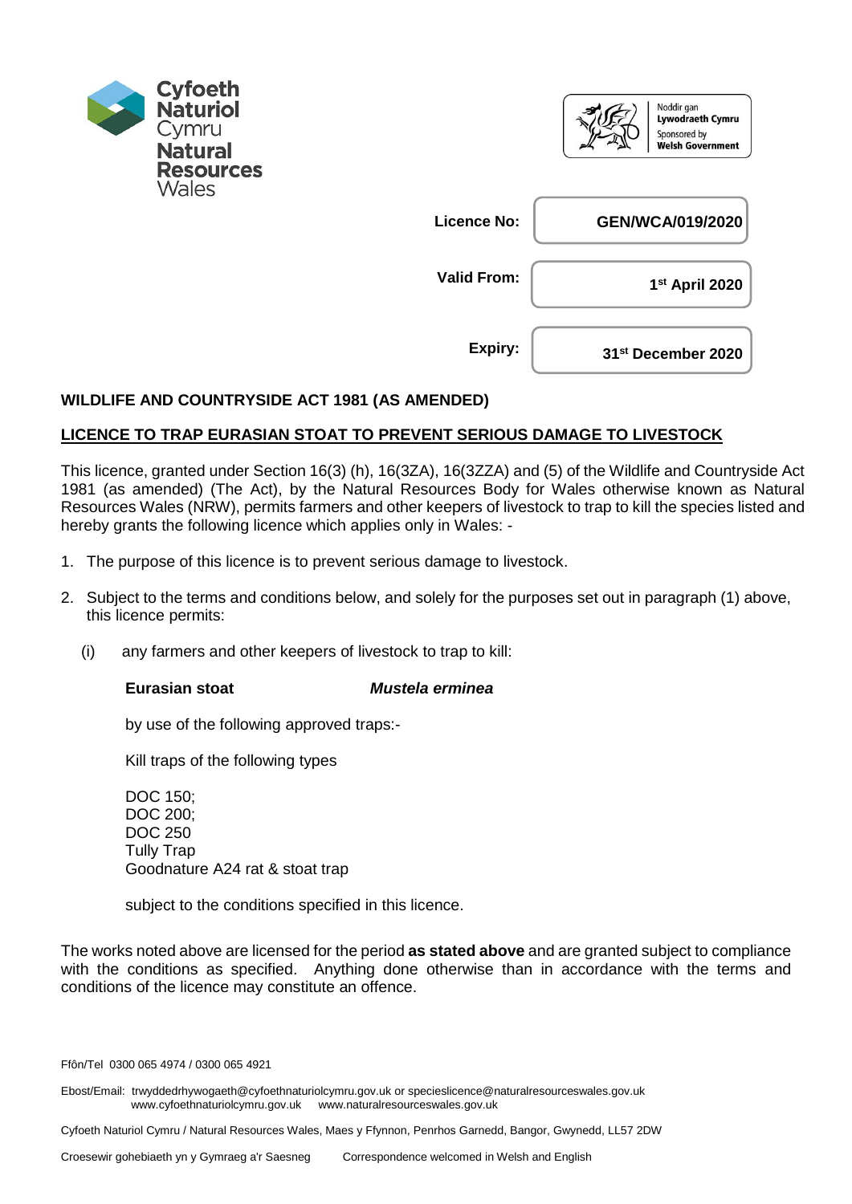Cyfoeth Naturiol Cymru
Natural Resources Wales

Noddir gan Lywodraeth Cymru
Sponsored by Welsh Government

| | |
|---|---|
| **Licence No:** | **GEN/WCA/019/2020** |
| **Valid From:** | **1st April 2020** |
| **Expiry:** | **31st December 2020** |

**WILDLIFE AND COUNTRYSIDE ACT 1981 (AS AMENDED)**

**LICENCE TO TRAP EURASIAN STOAT TO PREVENT SERIOUS DAMAGE TO LIVESTOCK**

This licence, granted under Section 16(3) (h), 16(3ZA), 16(3ZZA) and (5) of the Wildlife and Countryside Act 1981 (as amended) (The Act), by the Natural Resources Body for Wales otherwise known as Natural Resources Wales (NRW), permits farmers and other keepers of livestock to trap to kill the species listed and hereby grants the following licence which applies only in Wales: -

1. The purpose of this licence is to prevent serious damage to livestock.

2. Subject to the terms and conditions below, and solely for the purposes set out in paragraph (1) above, this licence permits:

   (i) any farmers and other keepers of livestock to trap to kill:

   **Eurasian stoat** ***Mustela erminea***

   by use of the following approved traps:-

   Kill traps of the following types

   DOC 150;
   DOC 200;
   DOC 250
   Tully Trap
   Goodnature A24 rat & stoat trap

   subject to the conditions specified in this licence.

The works noted above are licensed for the period **as stated above** and are granted subject to compliance with the conditions as specified. Anything done otherwise than in accordance with the terms and conditions of the licence may constitute an offence.

Ffôn/Tel 0300 065 4974 / 0300 065 4921

Ebost/Email: trwyddedrhywogaeth@cyfoethnaturiolcymru.gov.uk or specieslicence@naturalresourceswales.gov.uk
www.cyfoethnaturiolcymru.gov.uk www.naturalresourceswales.gov.uk

Cyfoeth Naturiol Cymru / Natural Resources Wales, Maes y Ffynnon, Penrhos Garnedd, Bangor, Gwynedd, LL57 2DW

Croesewir gohebiaeth yn y Gymraeg a'r Saesneg Correspondence welcomed in Welsh and English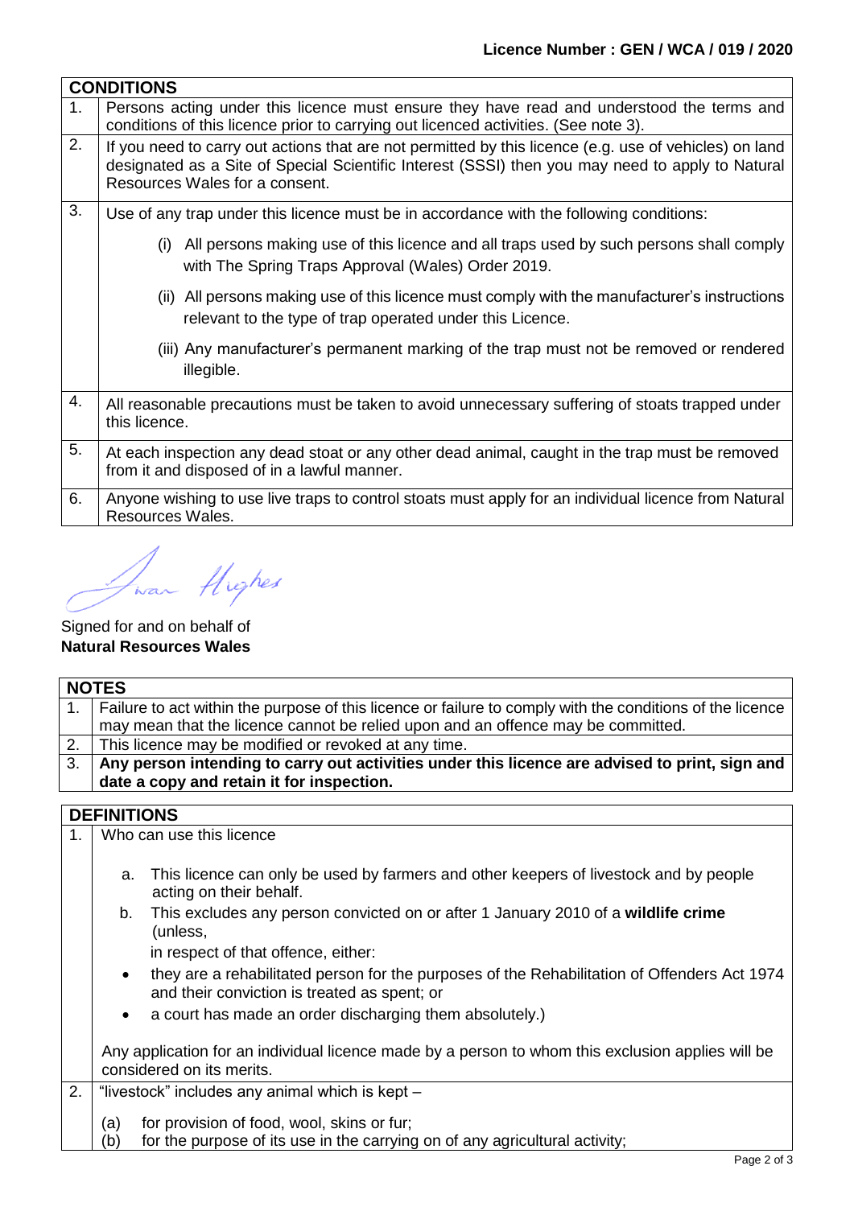**Licence Number : GEN / WCA / 019 / 2020**

| **CONDITIONS** | |
|---|---|
| 1. | Persons acting under this licence must ensure they have read and understood the terms and conditions of this licence prior to carrying out licenced activities. (See note 3). |
| 2. | If you need to carry out actions that are not permitted by this licence (e.g. use of vehicles) on land designated as a Site of Special Scientific Interest (SSSI) then you may need to apply to Natural Resources Wales for a consent. |
| 3. | Use of any trap under this licence must be in accordance with the following conditions: (i) All persons making use of this licence and all traps used by such persons shall comply with The Spring Traps Approval (Wales) Order 2019. (ii) All persons making use of this licence must comply with the manufacturer's instructions relevant to the type of trap operated under this Licence. (iii) Any manufacturer's permanent marking of the trap must not be removed or rendered illegible. |
| 4. | All reasonable precautions must be taken to avoid unnecessary suffering of stoats trapped under this licence. |
| 5. | At each inspection any dead stoat or any other dead animal, caught in the trap must be removed from it and disposed of in a lawful manner. |
| 6. | Anyone wishing to use live traps to control stoats must apply for an individual licence from Natural Resources Wales. |

Iwan Hughes

Signed for and on behalf of
**Natural Resources Wales**

| **NOTES** | |
|---|---|
| 1. | Failure to act within the purpose of this licence or failure to comply with the conditions of the licence may mean that the licence cannot be relied upon and an offence may be committed. |
| 2. | This licence may be modified or revoked at any time. |
| 3. | **Any person intending to carry out activities under this licence are advised to print, sign and date a copy and retain it for inspection.** |

| **DEFINITIONS** | |
|---|---|
| 1. | Who can use this licence<br>a. This licence can only be used by farmers and other keepers of livestock and by people acting on their behalf.<br>b. This excludes any person convicted on or after 1 January 2010 of a **wildlife crime** (unless, in respect of that offence, either:<br>• they are a rehabilitated person for the purposes of the Rehabilitation of Offenders Act 1974 and their conviction is treated as spent; or<br>• a court has made an order discharging them absolutely.)<br>Any application for an individual licence made by a person to whom this exclusion applies will be considered on its merits. |
| 2. | "livestock" includes any animal which is kept –<br>(a) for provision of food, wool, skins or fur;<br>(b) for the purpose of its use in the carrying on of any agricultural activity; |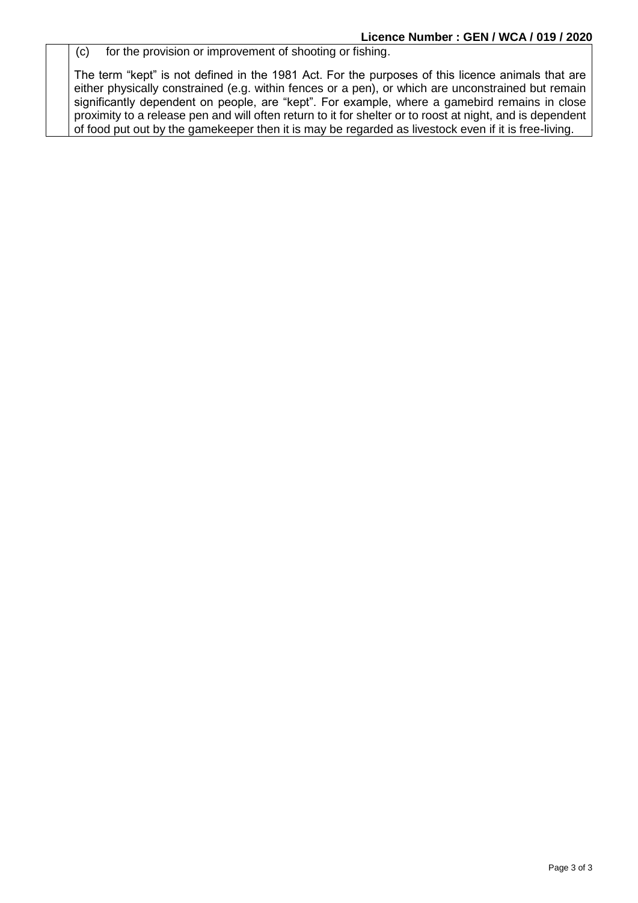(c) for the provision or improvement of shooting or fishing.

The term "kept" is not defined in the 1981 Act. For the purposes of this licence animals that are either physically constrained (e.g. within fences or a pen), or which are unconstrained but remain significantly dependent on people, are "kept". For example, where a gamebird remains in close proximity to a release pen and will often return to it for shelter or to roost at night, and is dependent of food put out by the gamekeeper then it is may be regarded as livestock even if it is free-living.